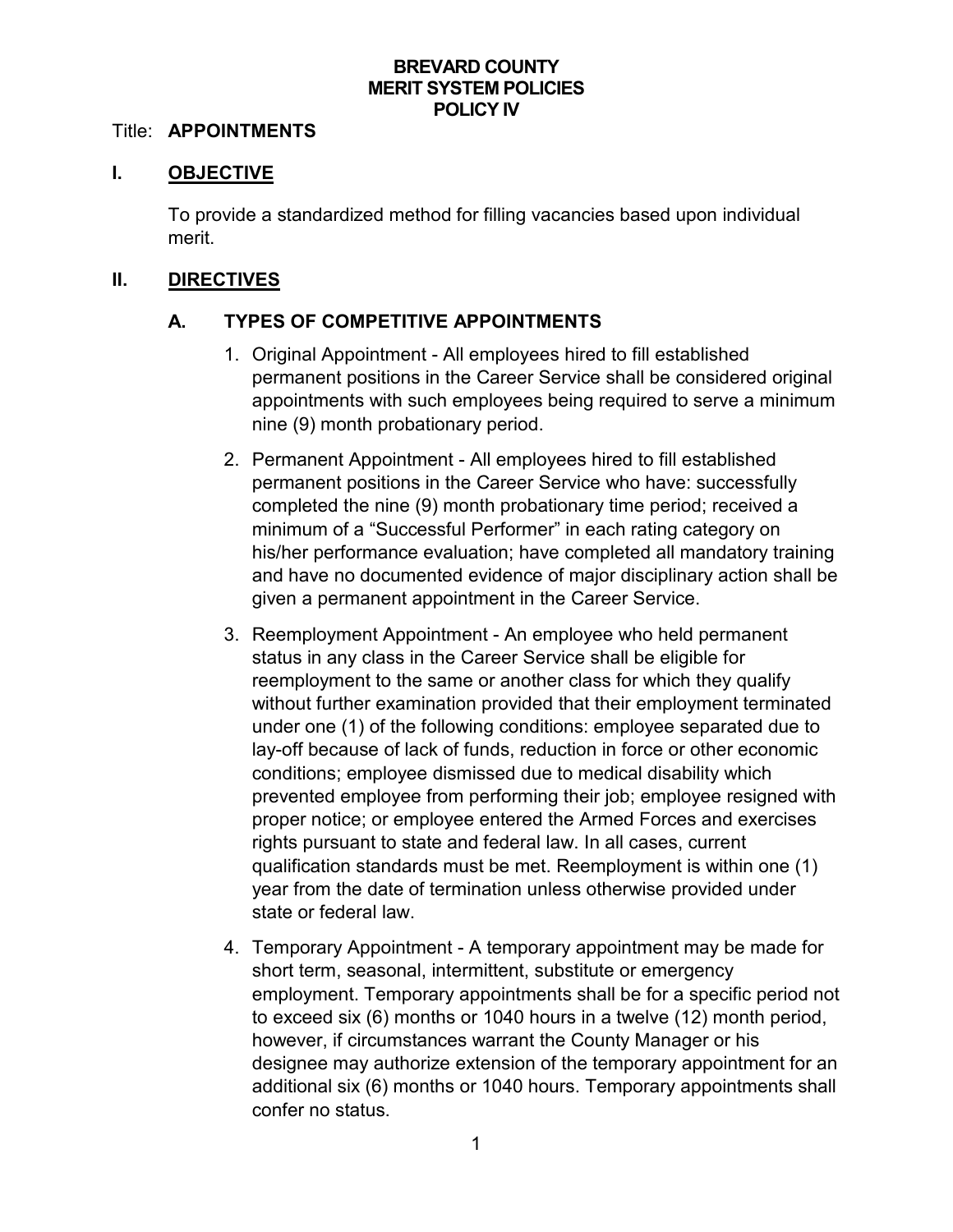**BREVARD COUNTY**
**MERIT SYSTEM POLICIES**
**POLICY IV**

Title: **APPOINTMENTS**

## I. OBJECTIVE

To provide a standardized method for filling vacancies based upon individual merit.

## II. DIRECTIVES

### A. TYPES OF COMPETITIVE APPOINTMENTS

1. Original Appointment - All employees hired to fill established permanent positions in the Career Service shall be considered original appointments with such employees being required to serve a minimum nine (9) month probationary period.

2. Permanent Appointment - All employees hired to fill established permanent positions in the Career Service who have: successfully completed the nine (9) month probationary time period; received a minimum of a "Successful Performer" in each rating category on his/her performance evaluation; have completed all mandatory training and have no documented evidence of major disciplinary action shall be given a permanent appointment in the Career Service.

3. Reemployment Appointment - An employee who held permanent status in any class in the Career Service shall be eligible for reemployment to the same or another class for which they qualify without further examination provided that their employment terminated under one (1) of the following conditions: employee separated due to lay-off because of lack of funds, reduction in force or other economic conditions; employee dismissed due to medical disability which prevented employee from performing their job; employee resigned with proper notice; or employee entered the Armed Forces and exercises rights pursuant to state and federal law. In all cases, current qualification standards must be met. Reemployment is within one (1) year from the date of termination unless otherwise provided under state or federal law.

4. Temporary Appointment - A temporary appointment may be made for short term, seasonal, intermittent, substitute or emergency employment. Temporary appointments shall be for a specific period not to exceed six (6) months or 1040 hours in a twelve (12) month period, however, if circumstances warrant the County Manager or his designee may authorize extension of the temporary appointment for an additional six (6) months or 1040 hours. Temporary appointments shall confer no status.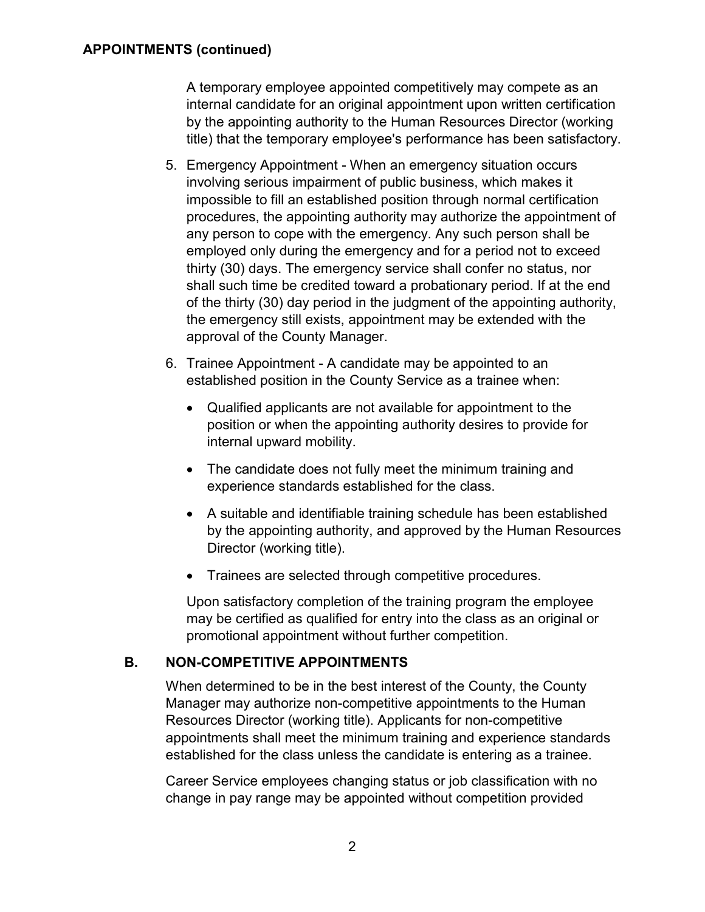## APPOINTMENTS (continued)

A temporary employee appointed competitively may compete as an internal candidate for an original appointment upon written certification by the appointing authority to the Human Resources Director (working title) that the temporary employee's performance has been satisfactory.

5. Emergency Appointment - When an emergency situation occurs involving serious impairment of public business, which makes it impossible to fill an established position through normal certification procedures, the appointing authority may authorize the appointment of any person to cope with the emergency. Any such person shall be employed only during the emergency and for a period not to exceed thirty (30) days. The emergency service shall confer no status, nor shall such time be credited toward a probationary period. If at the end of the thirty (30) day period in the judgment of the appointing authority, the emergency still exists, appointment may be extended with the approval of the County Manager.

6. Trainee Appointment - A candidate may be appointed to an established position in the County Service as a trainee when:

   - Qualified applicants are not available for appointment to the position or when the appointing authority desires to provide for internal upward mobility.
   - The candidate does not fully meet the minimum training and experience standards established for the class.
   - A suitable and identifiable training schedule has been established by the appointing authority, and approved by the Human Resources Director (working title).
   - Trainees are selected through competitive procedures.

   Upon satisfactory completion of the training program the employee may be certified as qualified for entry into the class as an original or promotional appointment without further competition.

### B. NON-COMPETITIVE APPOINTMENTS

When determined to be in the best interest of the County, the County Manager may authorize non-competitive appointments to the Human Resources Director (working title). Applicants for non-competitive appointments shall meet the minimum training and experience standards established for the class unless the candidate is entering as a trainee.

Career Service employees changing status or job classification with no change in pay range may be appointed without competition provided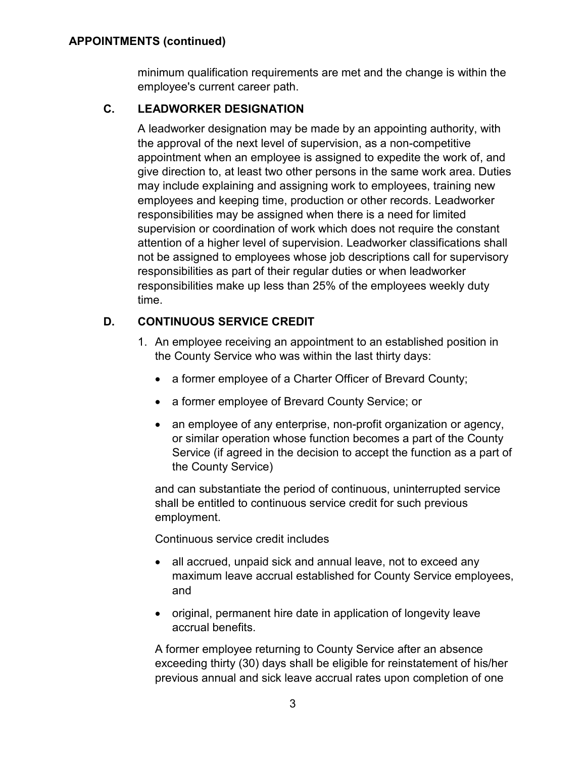## APPOINTMENTS (continued)

minimum qualification requirements are met and the change is within the employee's current career path.

### C. LEADWORKER DESIGNATION

A leadworker designation may be made by an appointing authority, with the approval of the next level of supervision, as a non-competitive appointment when an employee is assigned to expedite the work of, and give direction to, at least two other persons in the same work area. Duties may include explaining and assigning work to employees, training new employees and keeping time, production or other records. Leadworker responsibilities may be assigned when there is a need for limited supervision or coordination of work which does not require the constant attention of a higher level of supervision. Leadworker classifications shall not be assigned to employees whose job descriptions call for supervisory responsibilities as part of their regular duties or when leadworker responsibilities make up less than 25% of the employees weekly duty time.

### D. CONTINUOUS SERVICE CREDIT

1. An employee receiving an appointment to an established position in the County Service who was within the last thirty days:

   - a former employee of a Charter Officer of Brevard County;
   - a former employee of Brevard County Service; or
   - an employee of any enterprise, non-profit organization or agency, or similar operation whose function becomes a part of the County Service (if agreed in the decision to accept the function as a part of the County Service)

   and can substantiate the period of continuous, uninterrupted service shall be entitled to continuous service credit for such previous employment.

   Continuous service credit includes

   - all accrued, unpaid sick and annual leave, not to exceed any maximum leave accrual established for County Service employees, and
   - original, permanent hire date in application of longevity leave accrual benefits.

   A former employee returning to County Service after an absence exceeding thirty (30) days shall be eligible for reinstatement of his/her previous annual and sick leave accrual rates upon completion of one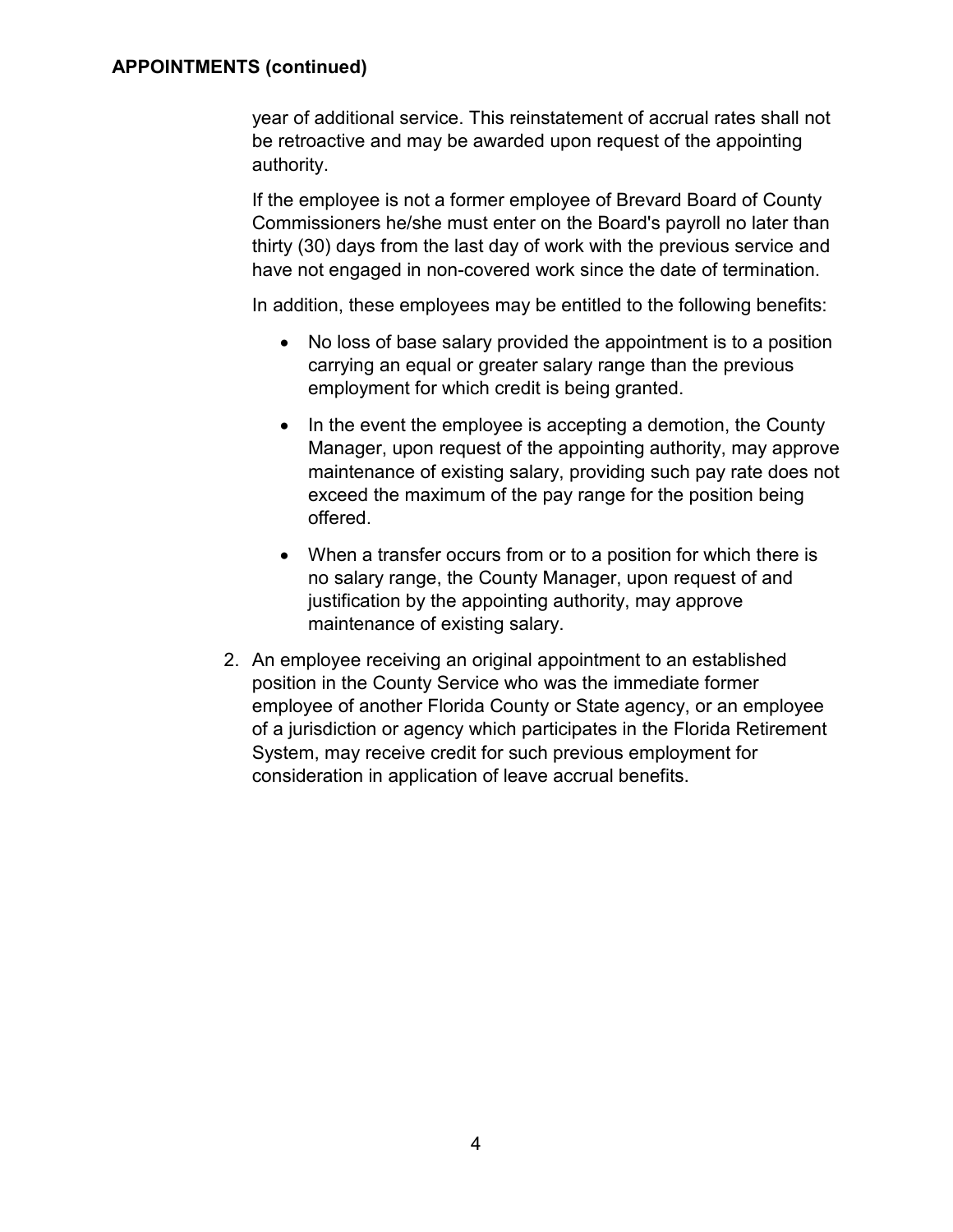## APPOINTMENTS (continued)

year of additional service. This reinstatement of accrual rates shall not be retroactive and may be awarded upon request of the appointing authority.

If the employee is not a former employee of Brevard Board of County Commissioners he/she must enter on the Board's payroll no later than thirty (30) days from the last day of work with the previous service and have not engaged in non-covered work since the date of termination.

In addition, these employees may be entitled to the following benefits:

- No loss of base salary provided the appointment is to a position carrying an equal or greater salary range than the previous employment for which credit is being granted.
- In the event the employee is accepting a demotion, the County Manager, upon request of the appointing authority, may approve maintenance of existing salary, providing such pay rate does not exceed the maximum of the pay range for the position being offered.
- When a transfer occurs from or to a position for which there is no salary range, the County Manager, upon request of and justification by the appointing authority, may approve maintenance of existing salary.

2. An employee receiving an original appointment to an established position in the County Service who was the immediate former employee of another Florida County or State agency, or an employee of a jurisdiction or agency which participates in the Florida Retirement System, may receive credit for such previous employment for consideration in application of leave accrual benefits.